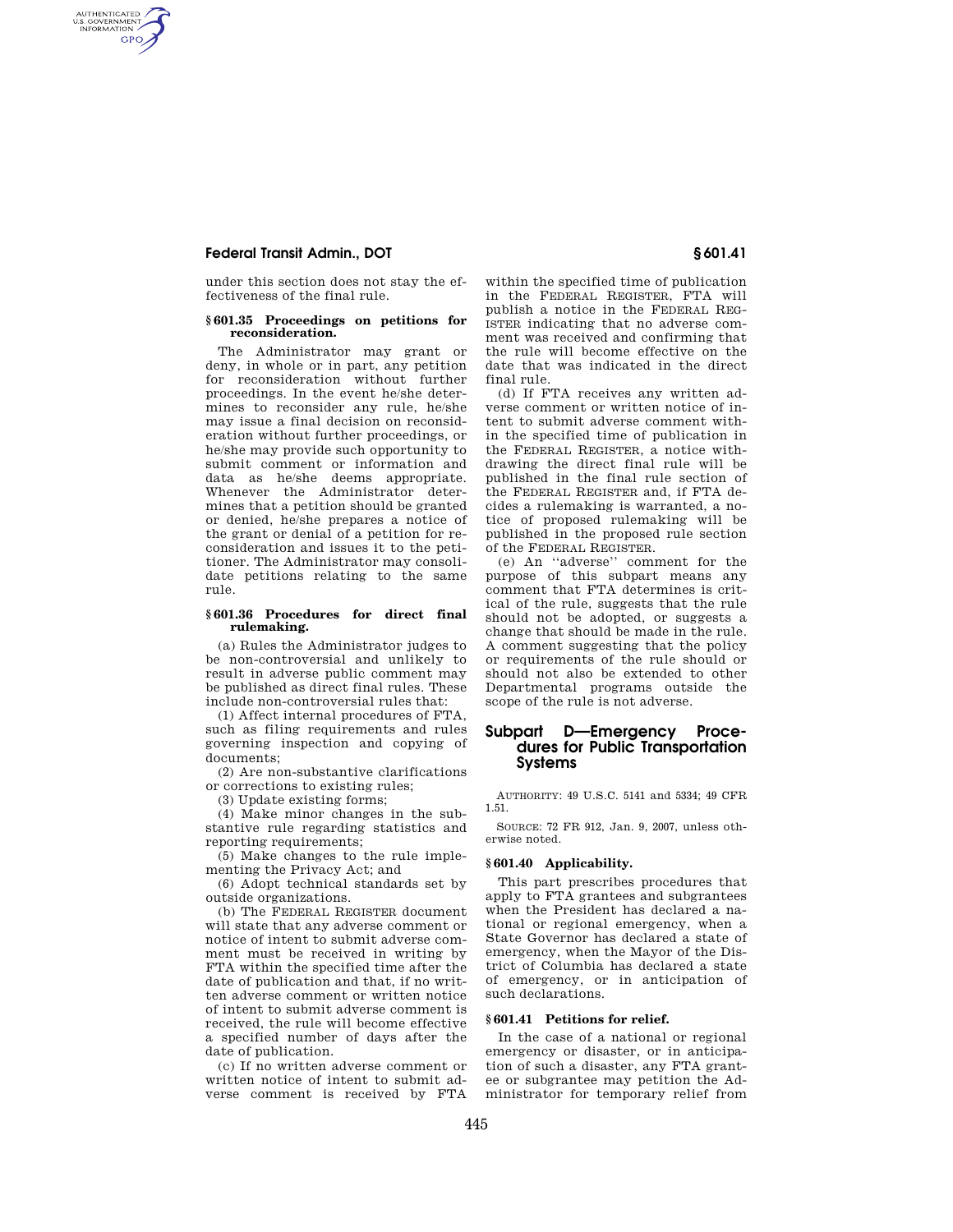under this section does not stay the effectiveness of the final rule.

#### § 601.35 Proceedings on petitions for reconsideration.

The Administrator may grant or deny, in whole or in part, any petition for reconsideration without further proceedings. In the event he/she determines to reconsider any rule, he/she may issue a final decision on reconsideration without further proceedings, or he/she may provide such opportunity to submit comment or information and data as he/she deems appropriate. Whenever the Administrator determines that a petition should be granted or denied, he/she prepares a notice of the grant or denial of a petition for reconsideration and issues it to the petitioner. The Administrator may consolidate petitions relating to the same rule.

#### § 601.36 Procedures for direct final rulemaking.

(a) Rules the Administrator judges to be non-controversial and unlikely to result in adverse public comment may be published as direct final rules. These include non-controversial rules that:

(1) Affect internal procedures of FTA, such as filing requirements and rules governing inspection and copying of documents;

(2) Are non-substantive clarifications or corrections to existing rules;

(3) Update existing forms;

(4) Make minor changes in the substantive rule regarding statistics and reporting requirements;

(5) Make changes to the rule implementing the Privacy Act; and

(6) Adopt technical standards set by outside organizations.

(b) The FEDERAL REGISTER document will state that any adverse comment or notice of intent to submit adverse comment must be received in writing by FTA within the specified time after the date of publication and that, if no written adverse comment or written notice of intent to submit adverse comment is received, the rule will become effective a specified number of days after the date of publication.

(c) If no written adverse comment or written notice of intent to submit adverse comment is received by FTA within the specified time of publication in the FEDERAL REGISTER, FTA will publish a notice in the FEDERAL REGISTER indicating that no adverse comment was received and confirming that the rule will become effective on the date that was indicated in the direct final rule.

(d) If FTA receives any written adverse comment or written notice of intent to submit adverse comment within the specified time of publication in the FEDERAL REGISTER, a notice withdrawing the direct final rule will be published in the final rule section of the FEDERAL REGISTER and, if FTA decides a rulemaking is warranted, a notice of proposed rulemaking will be published in the proposed rule section of the FEDERAL REGISTER.

(e) An "adverse" comment for the purpose of this subpart means any comment that FTA determines is critical of the rule, suggests that the rule should not be adopted, or suggests a change that should be made in the rule. A comment suggesting that the policy or requirements of the rule should or should not also be extended to other Departmental programs outside the scope of the rule is not adverse.

## Subpart D—Emergency Procedures for Public Transportation Systems

AUTHORITY: 49 U.S.C. 5141 and 5334; 49 CFR 1.51.

SOURCE: 72 FR 912, Jan. 9, 2007, unless otherwise noted.

#### § 601.40 Applicability.

This part prescribes procedures that apply to FTA grantees and subgrantees when the President has declared a national or regional emergency, when a State Governor has declared a state of emergency, when the Mayor of the District of Columbia has declared a state of emergency, or in anticipation of such declarations.

#### § 601.41 Petitions for relief.

In the case of a national or regional emergency or disaster, or in anticipation of such a disaster, any FTA grantee or subgrantee may petition the Administrator for temporary relief from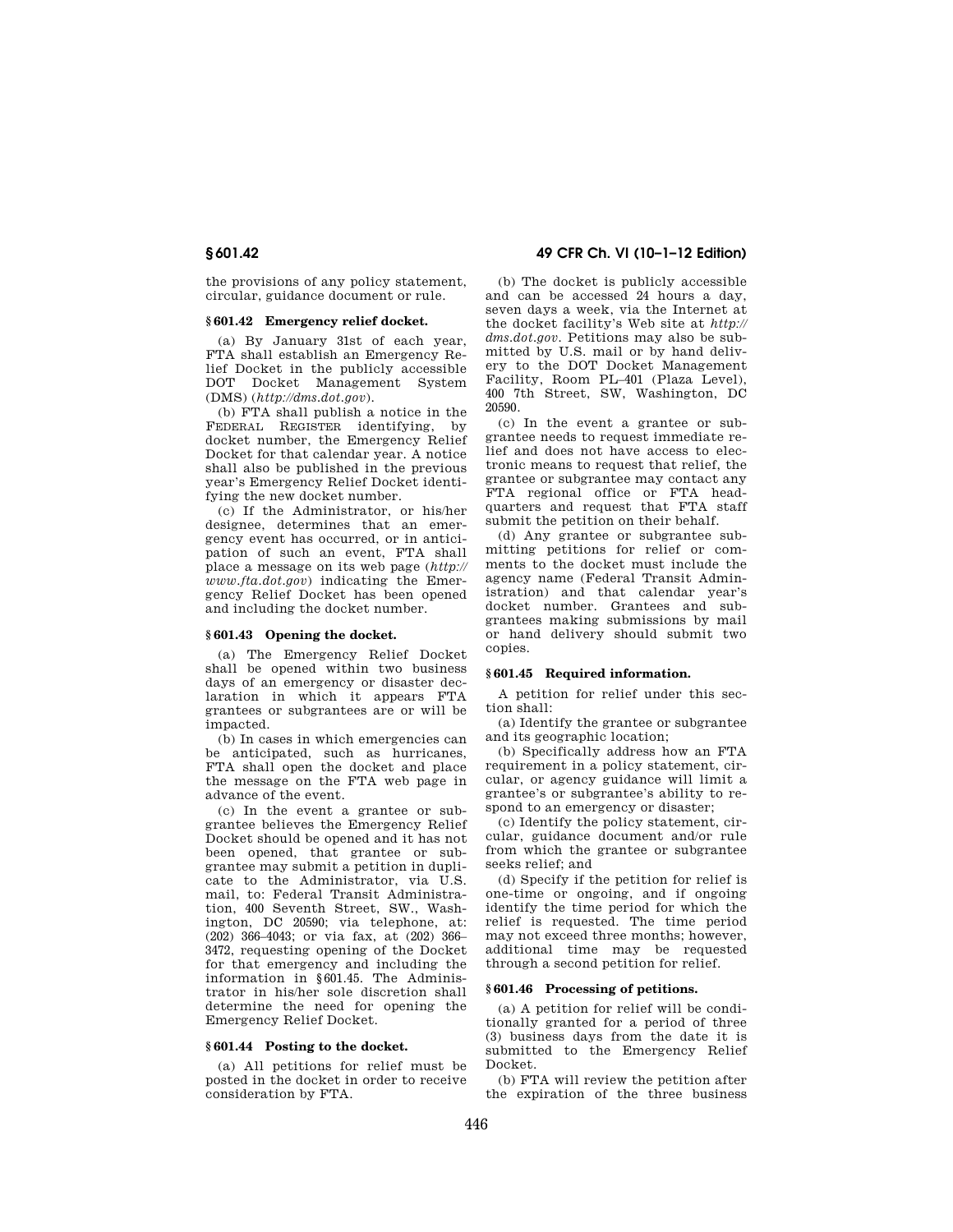the provisions of any policy statement, circular, guidance document or rule.

### § 601.42 Emergency relief docket.

(a) By January 31st of each year, FTA shall establish an Emergency Relief Docket in the publicly accessible DOT Docket Management System (DMS) (*http://dms.dot.gov*).

(b) FTA shall publish a notice in the FEDERAL REGISTER identifying, by docket number, the Emergency Relief Docket for that calendar year. A notice shall also be published in the previous year's Emergency Relief Docket identifying the new docket number.

(c) If the Administrator, or his/her designee, determines that an emergency event has occurred, or in anticipation of such an event, FTA shall place a message on its web page (*http://www.fta.dot.gov*) indicating the Emergency Relief Docket has been opened and including the docket number.

### § 601.43 Opening the docket.

(a) The Emergency Relief Docket shall be opened within two business days of an emergency or disaster declaration in which it appears FTA grantees or subgrantees are or will be impacted.

(b) In cases in which emergencies can be anticipated, such as hurricanes, FTA shall open the docket and place the message on the FTA web page in advance of the event.

(c) In the event a grantee or subgrantee believes the Emergency Relief Docket should be opened and it has not been opened, that grantee or subgrantee may submit a petition in duplicate to the Administrator, via U.S. mail, to: Federal Transit Administration, 400 Seventh Street, SW., Washington, DC 20590; via telephone, at: (202) 366–4043; or via fax, at (202) 366–3472, requesting opening of the Docket for that emergency and including the information in § 601.45. The Administrator in his/her sole discretion shall determine the need for opening the Emergency Relief Docket.

### § 601.44 Posting to the docket.

(a) All petitions for relief must be posted in the docket in order to receive consideration by FTA.

(b) The docket is publicly accessible and can be accessed 24 hours a day, seven days a week, via the Internet at the docket facility's Web site at *http://dms.dot.gov*. Petitions may also be submitted by U.S. mail or by hand delivery to the DOT Docket Management Facility, Room PL–401 (Plaza Level), 400 7th Street, SW, Washington, DC 20590.

(c) In the event a grantee or subgrantee needs to request immediate relief and does not have access to electronic means to request that relief, the grantee or subgrantee may contact any FTA regional office or FTA headquarters and request that FTA staff submit the petition on their behalf.

(d) Any grantee or subgrantee submitting petitions for relief or comments to the docket must include the agency name (Federal Transit Administration) and that calendar year's docket number. Grantees and subgrantees making submissions by mail or hand delivery should submit two copies.

### § 601.45 Required information.

A petition for relief under this section shall:

(a) Identify the grantee or subgrantee and its geographic location;

(b) Specifically address how an FTA requirement in a policy statement, circular, or agency guidance will limit a grantee's or subgrantee's ability to respond to an emergency or disaster;

(c) Identify the policy statement, circular, guidance document and/or rule from which the grantee or subgrantee seeks relief; and

(d) Specify if the petition for relief is one-time or ongoing, and if ongoing identify the time period for which the relief is requested. The time period may not exceed three months; however, additional time may be requested through a second petition for relief.

### § 601.46 Processing of petitions.

(a) A petition for relief will be conditionally granted for a period of three (3) business days from the date it is submitted to the Emergency Relief Docket.

(b) FTA will review the petition after the expiration of the three business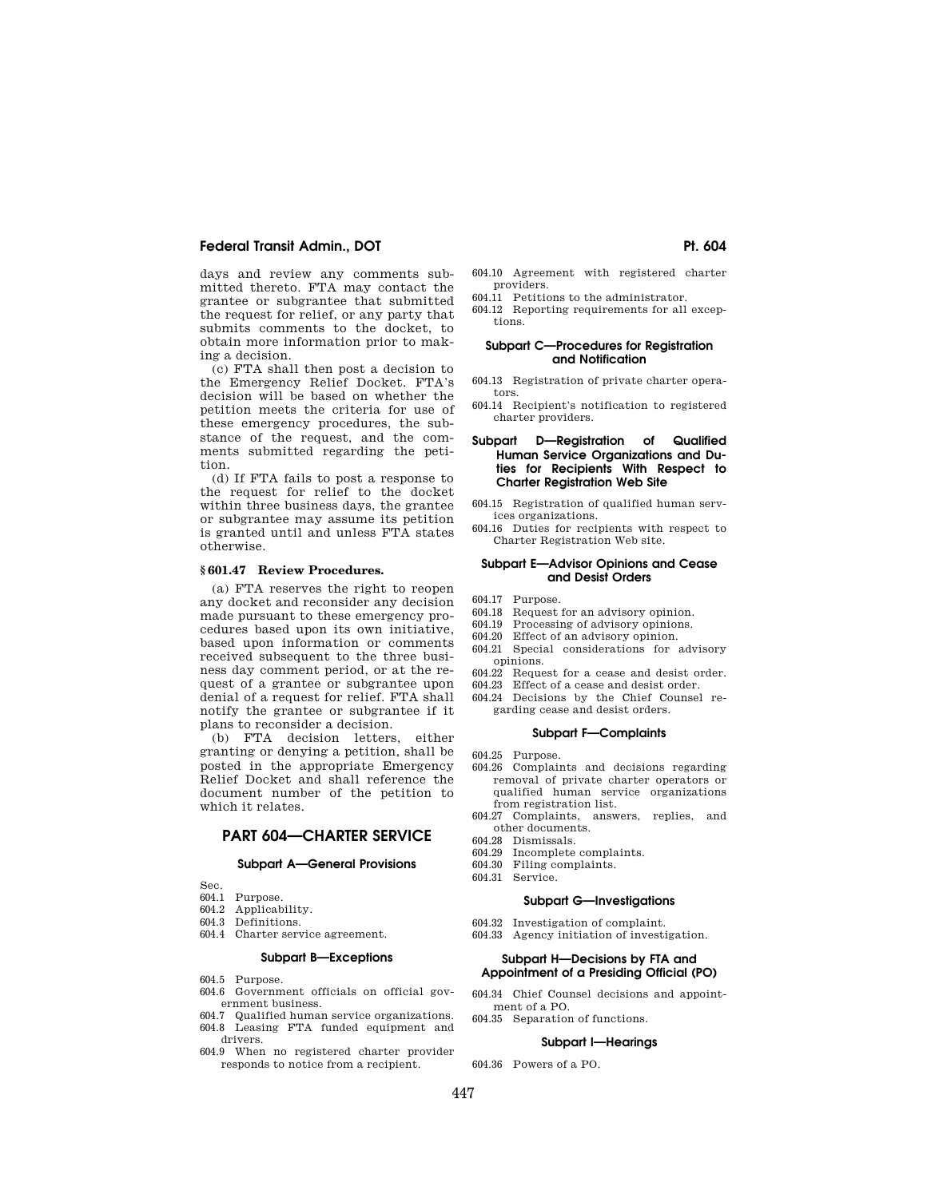days and review any comments submitted thereto. FTA may contact the grantee or subgrantee that submitted the request for relief, or any party that submits comments to the docket, to obtain more information prior to making a decision.

(c) FTA shall then post a decision to the Emergency Relief Docket. FTA's decision will be based on whether the petition meets the criteria for use of these emergency procedures, the substance of the request, and the comments submitted regarding the petition.

(d) If FTA fails to post a response to the request for relief to the docket within three business days, the grantee or subgrantee may assume its petition is granted until and unless FTA states otherwise.

### § 601.47 Review Procedures.

(a) FTA reserves the right to reopen any docket and reconsider any decision made pursuant to these emergency procedures based upon its own initiative, based upon information or comments received subsequent to the three business day comment period, or at the request of a grantee or subgrantee upon denial of a request for relief. FTA shall notify the grantee or subgrantee if it plans to reconsider a decision.

(b) FTA decision letters, either granting or denying a petition, shall be posted in the appropriate Emergency Relief Docket and shall reference the document number of the petition to which it relates.

# PART 604—CHARTER SERVICE

## Subpart A—General Provisions

Sec.
604.1 Purpose.
604.2 Applicability.
604.3 Definitions.
604.4 Charter service agreement.

## Subpart B—Exceptions

604.5 Purpose.
604.6 Government officials on official government business.
604.7 Qualified human service organizations.
604.8 Leasing FTA funded equipment and drivers.
604.9 When no registered charter provider responds to notice from a recipient.
604.10 Agreement with registered charter providers.
604.11 Petitions to the administrator.
604.12 Reporting requirements for all exceptions.

## Subpart C—Procedures for Registration and Notification

604.13 Registration of private charter operators.
604.14 Recipient's notification to registered charter providers.

## Subpart D—Registration of Qualified Human Service Organizations and Duties for Recipients With Respect to Charter Registration Web Site

604.15 Registration of qualified human services organizations.
604.16 Duties for recipients with respect to Charter Registration Web site.

## Subpart E—Advisor Opinions and Cease and Desist Orders

604.17 Purpose.
604.18 Request for an advisory opinion.
604.19 Processing of advisory opinions.
604.20 Effect of an advisory opinion.
604.21 Special considerations for advisory opinions.
604.22 Request for a cease and desist order.
604.23 Effect of a cease and desist order.
604.24 Decisions by the Chief Counsel regarding cease and desist orders.

## Subpart F—Complaints

604.25 Purpose.
604.26 Complaints and decisions regarding removal of private charter operators or qualified human service organizations from registration list.
604.27 Complaints, answers, replies, and other documents.
604.28 Dismissals.
604.29 Incomplete complaints.
604.30 Filing complaints.
604.31 Service.

## Subpart G—Investigations

604.32 Investigation of complaint.
604.33 Agency initiation of investigation.

## Subpart H—Decisions by FTA and Appointment of a Presiding Official (PO)

604.34 Chief Counsel decisions and appointment of a PO.
604.35 Separation of functions.

## Subpart I—Hearings

604.36 Powers of a PO.